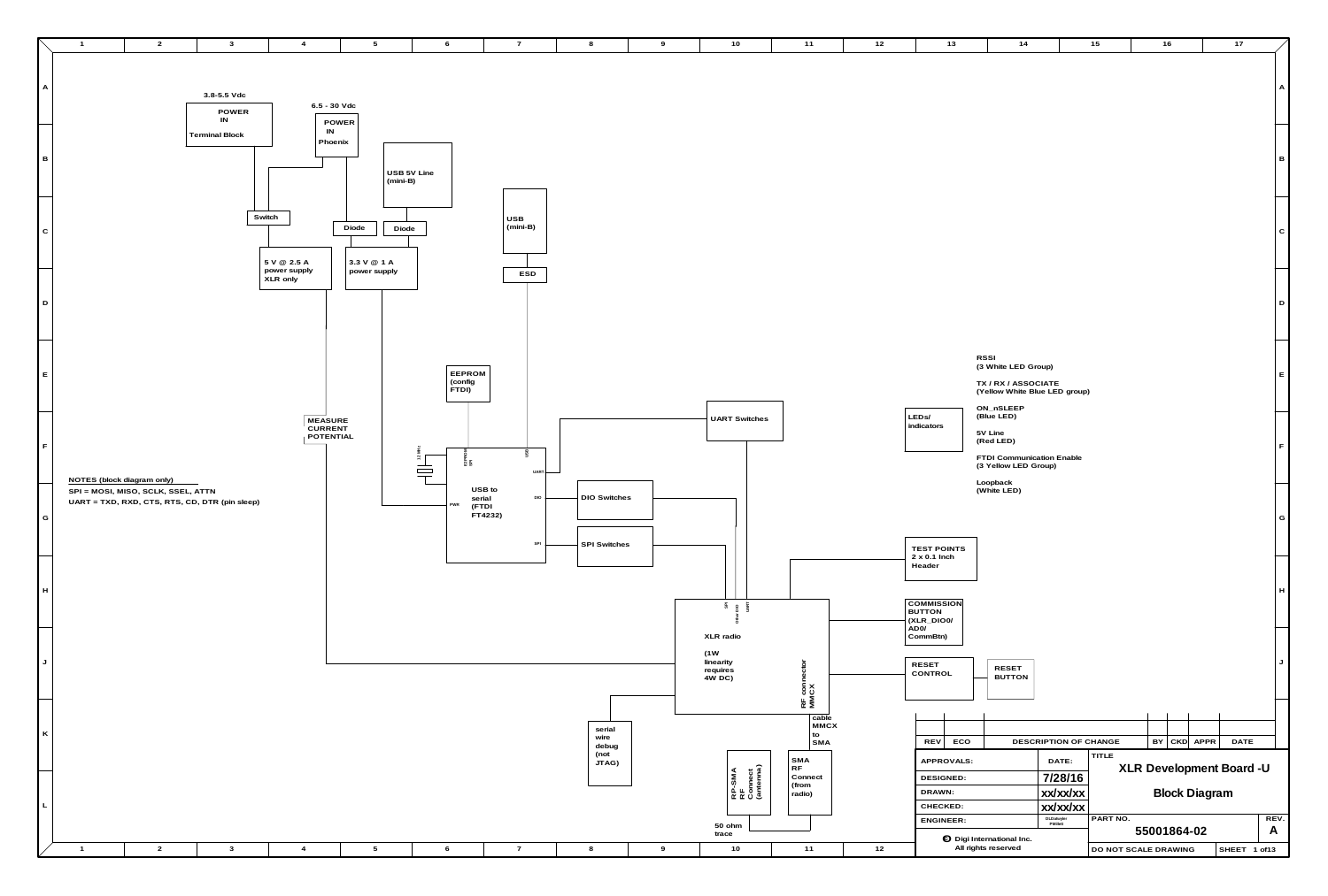3.8-5.5 Vdc

POWER IN
Terminal Block

6.5 - 30 Vdc

POWER IN
Phoenix

USB 5V Line (mini-B)

USB (mini-B)

Switch

Diode

Diode

ESD

5 V @ 2.5 A power supply XLR only

3.3 V @ 1 A power supply

EEPROM (config FTDI)

MEASURE CURRENT POTENTIAL

UART Switches

USB to serial (FTDI FT4232)

PWR

UART

DIO

SPI

DIO Switches

SPI Switches

LEDs/ indicators

RSSI
(3 White LED Group)

TX / RX / ASSOCIATE
(Yellow White Blue LED group)

ON_nSLEEP
(Blue LED)

5V Line
(Red LED)

FTDI Communication Enable
(3 Yellow LED Group)

Loopback
(White LED)

NOTES (block diagram only)
SPI = MOSI, MISO, SCLK, SSEL, ATTN
UART = TXD, RXD, CTS, RTS, CD, DTR (pin sleep)

TEST POINTS
2 x 0.1 Inch Header

COMMISSION BUTTON (XLR_DIO0/ AD0/ CommBtn)

XLR radio

(1W linearity requires 4W DC)

RF connector MMCX

RESET CONTROL

RESET BUTTON

serial wire debug (not JTAG)

cable MMCX to SMA

RP-SMA RF Connect (antenna)

SMA RF Connect (from radio)

50 ohm trace

| REV | ECO | DESCRIPTION OF CHANGE | BY | CKD | APPR | DATE |
| --- | --- | --- | --- | --- | --- | --- |

| APPROVALS: | DATE: |
| --- | --- |
| DESIGNED: | 7/28/16 |
| DRAWN: | xx/xx/xx |
| CHECKED: | xx/xx/xx |
| ENGINEER: | |

TITLE: XLR Development Board -U
Block Diagram

PART NO. 55001864-02 | REV. A

Digi International Inc. All rights reserved

DO NOT SCALE DRAWING | SHEET 1 of13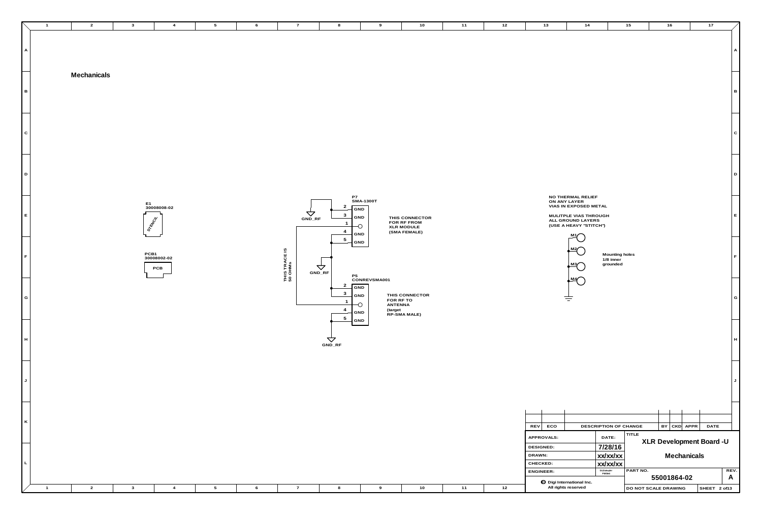# Mechanicals

E1
30008008-02
STENCIL

PCB1
30008002-02
PCB

P7
SMA-1300T

| Pin | Name |
|---|---|
| 2 | GND |
| 3 | GND |
| 1 | |
| 4 | GND |
| 5 | GND |

GND_RF

THIS CONNECTOR FOR RF FROM XLR MODULE (SMA FEMALE)

THIS TRACE IS 50 OHMs

GND_RF

P5
CONREVSMA001

| Pin | Name |
|---|---|
| 2 | GND |
| 3 | GND |
| 1 | |
| 4 | GND |
| 5 | GND |

THIS CONNECTOR FOR RF TO ANTENNA (target RP-SMA MALE)

GND_RF

NO THERMAL RELIEF ON ANY LAYER
VIAS IN EXPOSED METAL

MULITPLE VIAS THROUGH ALL GROUND LAYERS
(USE A HEAVY "STITCH")

M1
M2
M3
M4

Mounting holes
1/8 inner
grounded

| REV | ECO | DESCRIPTION OF CHANGE | BY | CKD | APPR | DATE |
|---|---|---|---|---|---|---|
| | | | | | | |

| APPROVALS: | DATE: |
|---|---|
| DESIGNED: | 7/28/16 |
| DRAWN: | xx/xx/xx |
| CHECKED: | xx/xx/xx |
| ENGINEER: | DJZiebler FMilet |

Digi International Inc.
All rights reserved

TITLE
**XLR Development Board -U**
**Mechanicals**

PART NO. 55001864-02
REV. A

DO NOT SCALE DRAWING
SHEET 2 of13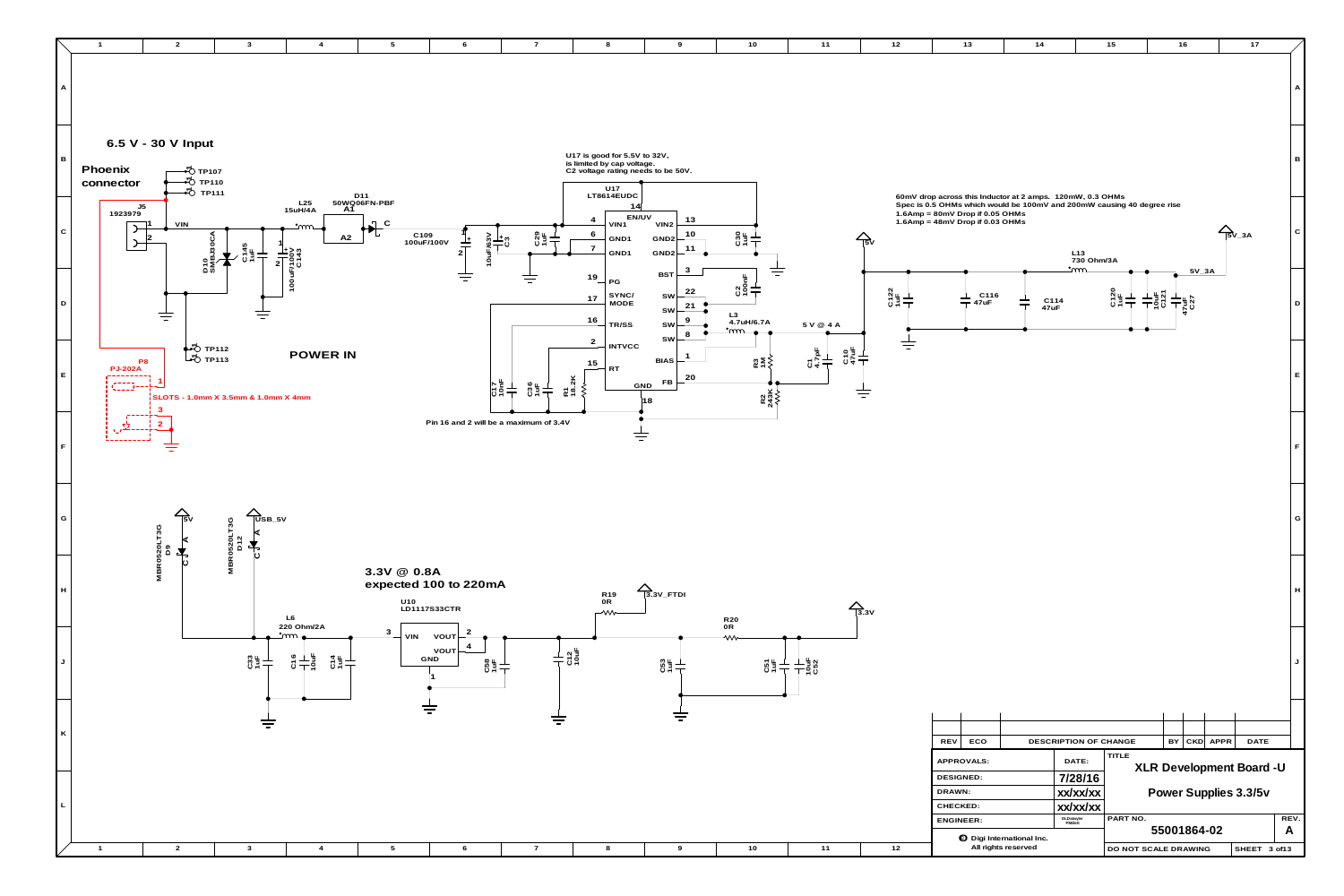## 6.5 V - 30 V Input

**Phoenix connector**

J5 1923979

TP107, TP110, TP111, TP112, TP113

VIN

D10 SMBJ30CA

C145 1uF

C143 100uF/100V

L25 15uH/4A

D11 50WQ06FN-PBF

C109 100uF/100V

C3 10uF/63V

C29 1uF

U17 is good for 5.5V to 32V, is limited by cap voltage. C2 voltage rating needs to be 50V.

U17 LT8614EUDC

| Pin | Name | Pin | Name |
|---|---|---|---|
| 14 | EN/UV | 13 | VIN2 |
| 4 | VIN1 | 10 | GND2 |
| 6 | GND1 | 11 | GND2 |
| 7 | GND1 | 3 | BST |
| 19 | PG | 22 | SW |
| 17 | SYNC/MODE | 21 | SW |
| 16 | TR/SS | 9 | SW |
| 2 | INTVCC | 8 | SW |
| 15 | RT | 1 | BIAS |
| 18 | GND | 20 | FB |

C30 1uF

C2 100nF

L3 4.7uH/6.7A

C17 10nF

C36 1uF

R1 18.2K

Pin 16 and 2 will be a maximum of 3.4V

R3 1M

R2 243K

C1 4.7pF

C10 47uF

5 V @ 4 A

5V

60mV drop across this Inductor at 2 amps. 120mW, 0.3 OHMs
Spec is 0.5 OHMs which would be 100mV and 200mW causing 40 degree rise
1.6Amp = 80mV Drop if 0.05 OHMs
1.6Amp = 48mV Drop if 0.03 OHMs

C122 1uF

C116 47uF

C114 47uF

L13 730 Ohm/3A

C120 1uF

C121 10uF

C27 47uF

5V_3A

P8 PJ-202A

SLOTS - 1.0mm X 3.5mm & 1.0mm X 4mm

## POWER IN

5V

USB_5V

D9 MBR0520LT3G

D12 MBR0520LT3G

## 3.3V @ 0.8A expected 100 to 220mA

L6 220 Ohm/2A

C33 1uF

C16 10uF

C14 1uF

U10 LD1117S33CTR

VIN (3), VOUT (2), VOUT (4), GND (1)

C58 1uF

C12 10uF

R19 0R

3.3V_FTDI

C53 1uF

R20 0R

C51 1uF

C52 10uF

3.3V

| REV | ECO | DESCRIPTION OF CHANGE | BY | CKD | APPR | DATE |
|---|---|---|---|---|---|---|
| | | | | | | |

| APPROVALS: | DATE: |
|---|---|
| DESIGNED: | 7/28/16 |
| DRAWN: | xx/xx/xx |
| CHECKED: | xx/xx/xx |
| ENGINEER: | DLDdaylie PMillett |

Digi International Inc. All rights reserved

TITLE: **XLR Development Board -U**

**Power Supplies 3.3/5v**

PART NO. **55001864-02**

REV. **A**

DO NOT SCALE DRAWING

SHEET 3 of13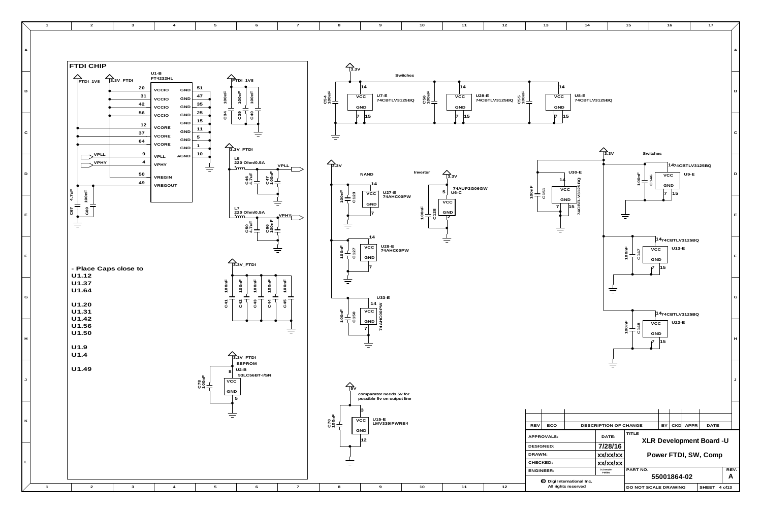## FTDI CHIP

U1-B
FT4232HL

| Pin | Name | Pin | Name |
| --- | --- | --- | --- |
| 20 | VCCIO | 51 | GND |
| 31 | VCCIO | 47 | GND |
| 42 | VCCIO | 35 | GND |
| 56 | VCCIO | 25 | GND |
| 12 | VCORE | 15 | GND |
| 37 | VCORE | 11 | GND |
| 64 | VCORE | 5 | GND |
| 9 | VPLL | 1 | GND |
| 4 | VPHY | 10 | AGND |
| 50 | VREGIN | | |
| 49 | VREGOUT | | |

FTDI_1V8, 3.3V_FTDI, VPLL, VPHY

C67 4.7uF, C69 100nF

FTDI_1V8: C34 100nF, C39 100nF, C40 100nF

3.3V_FTDI: L5 220 Ohm/0.5A, C46 4.7uF, C47 100nF, VPLL

L7 220 Ohm/0.5A, C50 4.7uF, C66 100nF, VPHY

3.3V_FTDI: C41 100nF, C42 100nF, C43 100nF, C44 100nF, C45 100nF

- Place Caps close to
U1.12
U1.37
U1.64

U1.20
U1.31
U1.42
U1.56
U1.50

U1.9
U1.4

U1.49

3.3V_FTDI
EEPROM
U2-B
93LC56BT-I/SN
C78 100nF, VCC 8, GND 5

## Switches

3.3V
C54 100nF — U7-E 74CBTLV3125BQ (VCC 14, GND 7, 15)
C56 100nF — U29-E 74CBTLV3125BQ (VCC 14, GND 7, 15)
C55 100nF — U8-E 74CBTLV3125BQ (VCC 14, GND 7, 15)

## NAND

3.3V
C123 100nF — U27-E 74AHC00PW (VCC 14, GND 7)
C127 100nF — U28-E 74AHC00PW (VCC 14, GND 7)
C150 100nF — U33-E 74AHC00PW (VCC 14, GND 7)

## Inverter

3.3V
C128 100nF — U6-C 74AUP2G06GW (VCC 5, GND 2)

5V
comparator needs 5v for possible 5v on output line
C70 100nF — U15-E LMV339IPWRE4 (VCC 3, GND 12)

## Switches

3.3V
C151 100nF — U30-E 74CBTLV3125BQ (VCC 14, GND 7, 15)
C146 100nF — U9-E 74CBTLV3125BQ (VCC 14, GND 7, 15)
C147 100nF — U13-E 74CBTLV3125BQ (VCC 14, GND 7, 15)
C148 100nF — U22-E 74CBTLV3125BQ (VCC 14, GND 7, 15)

| REV | ECO | DESCRIPTION OF CHANGE | BY | CKD | APPR | DATE |
| --- | --- | --- | --- | --- | --- | --- |
| | | | | | | |

| APPROVALS: | DATE: |
| --- | --- |
| DESIGNED: | 7/28/16 |
| DRAWN: | xx/xx/xx |
| CHECKED: | xx/xx/xx |
| ENGINEER: | DJJ/ahpler FM/det |

TITLE: XLR Development Board -U
Power FTDI, SW, Comp

PART NO.: 55001864-02 — REV. A

Digi International Inc.
All rights reserved

DO NOT SCALE DRAWING — SHEET 4 of13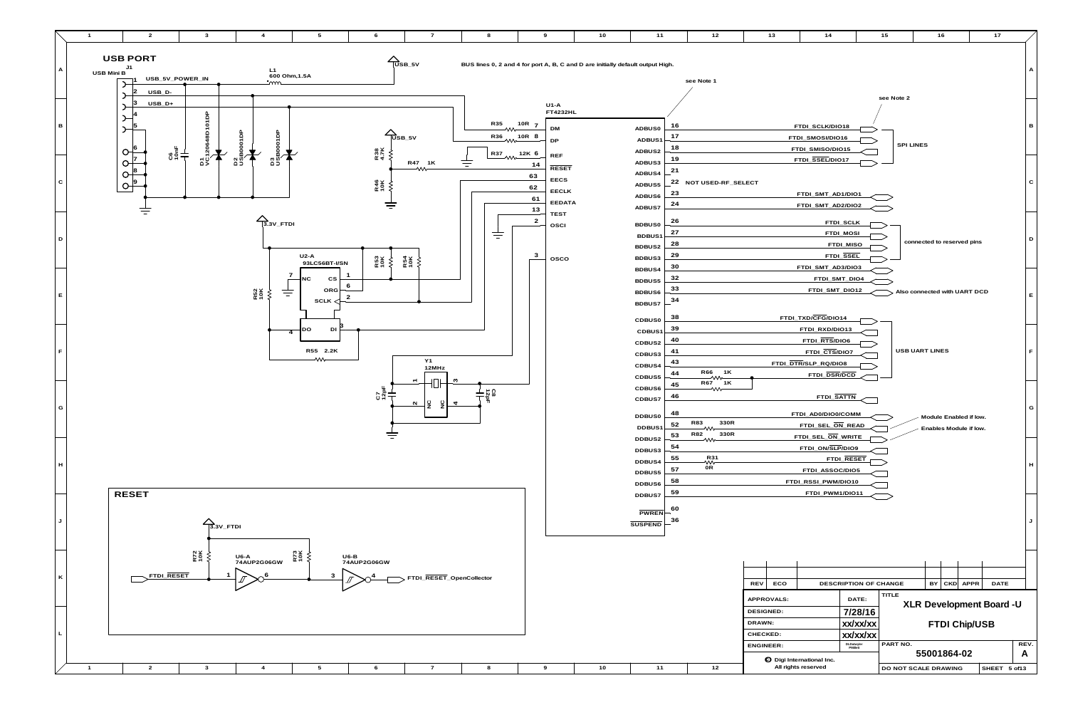## USB PORT

BUS lines 0, 2 and 4 for port A, B, C and D are initially default output High.

J1 USB Mini B

1 USB_5V_POWER_IN
2 USB_D-
3 USB_D+

L1 600 Ohm,1.5A

USB_5V

C6 10nF
D1 VC120648D101DP
D2 USB0001DP
D3 USB0001DP

U1-A FT4232HL

| Pin | Signal | Pin | Signal | Net |
|---|---|---|---|---|
| 7 | DM | 16 | ADBUS0 | FTDI_SCLK/DIO18 |
| 8 | DP | 17 | ADBUS1 | FTDI_SMOSI/DIO16 |
| 6 | REF | 18 | ADBUS2 | FTDI_SMISO/DIO15 |
| 14 | RESET | 19 | ADBUS3 | FTDI_SSEL/DIO17 |
| 63 | EECS | 21 | ADBUS4 | |
| 62 | EECLK | 22 | ADBUS5 | NOT USED-RF_SELECT |
| 61 | EEDATA | 23 | ADBUS6 | FTDI_SMT_AD1/DIO1 |
| 13 | TEST | 24 | ADBUS7 | FTDI_SMT_AD2/DIO2 |
| 2 | OSCI | 26 | BDBUS0 | FTDI_SCLK |
| 3 | OSCO | 27 | BDBUS1 | FTDI_MOSI |
| | | 28 | BDBUS2 | FTDI_MISO |
| | | 29 | BDBUS3 | FTDI_SSEL |
| | | 30 | BDBUS4 | FTDI_SMT_AD3/DIO3 |
| | | 32 | BDBUS5 | FTDI_SMT_DIO4 |
| | | 33 | BDBUS6 | FTDI_SMT_DIO12 |
| | | 34 | BDBUS7 | |
| | | 38 | CDBUS0 | FTDI_TXD/CFG/DIO14 |
| | | 39 | CDBUS1 | FTDI_RXD/DIO13 |
| | | 40 | CDBUS2 | FTDI_RTS/DIO6 |
| | | 41 | CDBUS3 | FTDI_CTS/DIO7 |
| | | 43 | CDBUS4 | FTDI_DTR/SLP_RQ/DIO8 |
| | | 44 | CDBUS5 | FTDI_DSR/DCD |
| | | 45 | CDBUS6 | |
| | | 46 | CDBUS7 | FTDI_SATTN |
| | | 48 | DDBUS0 | FTDI_AD0/DIO0/COMM |
| | | 52 | DDBUS1 | FTDI_SEL_ON_READ |
| | | 53 | DDBUS2 | FTDI_SEL_ON_WRITE |
| | | 54 | DDBUS3 | FTDI_ON/SLP/DIO9 |
| | | 55 | DDBUS4 | FTDI_RESET |
| | | 57 | DDBUS5 | FTDI_ASSOC/DIO5 |
| | | 58 | DDBUS6 | FTDI_RSSI_PWM/DIO10 |
| | | 59 | DDBUS7 | FTDI_PWM1/DIO11 |
| | | 60 | PWREN | |
| | | 36 | SUSPEND | |

R35 10R, R36 10R, R37 12K, R38 4.7K, R47 1K, R46 10K, R66 1K, R67 1K, R83 330R, R82 330R, R31 0R

see Note 1

see Note 2

SPI LINES

connected to reserved pins

Also connected with UART DCD

USB UART LINES

Module Enabled if low.

Enables Module if low.

3.3V_FTDI

U2-A 93LC56BT-I/SN: CS (1), ORG (6), SCLK (2), DI (3), DO (4), NC (7)

R53 10K, R54 10K, R52 10K, R55 2.2K

Y1 12MHz

C7 12pF, C8 12pF

## RESET

3.3V_FTDI

R72 10K, R73 10K

U6-A 74AUP2G06GW

U6-B 74AUP2G06GW

FTDI_RESET → FTDI_RESET_OpenCollector

| REV | ECO | DESCRIPTION OF CHANGE | BY | CKD | APPR | DATE |
|---|---|---|---|---|---|---|

| APPROVALS: | DATE: |
|---|---|
| DESIGNED: | 7/28/16 |
| DRAWN: | xx/xx/xx |
| CHECKED: | xx/xx/xx |
| ENGINEER: | |

TITLE: XLR Development Board -U

FTDI Chip/USB

PART NO. 55001864-02 REV. A

Digi International Inc. All rights reserved

DO NOT SCALE DRAWING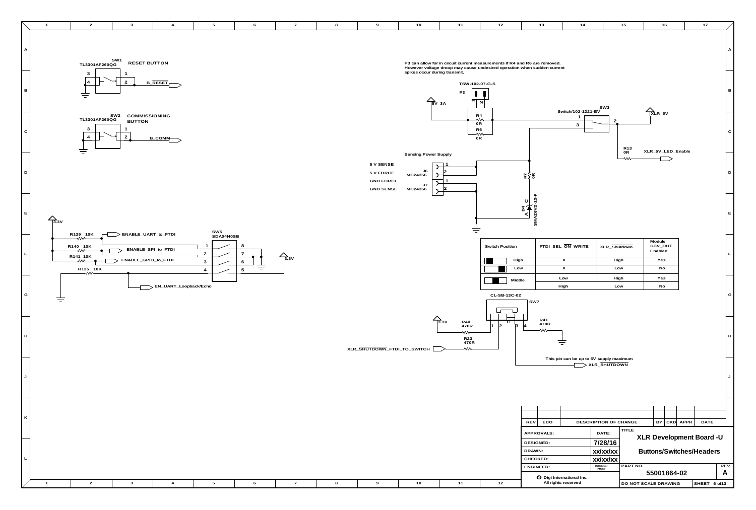SW1
TL3301AF260QG
RESET BUTTON

3 1
4 2
B_RESET

SW2
TL3301AF260QG
COMMISSIONING BUTTON

3 1
4 2
B_COMM

3.3V

R139 10K — ENABLE_UART_to_FTDI
R140 10K — ENABLE_SPI_to_FTDI
R141 10K — ENABLE_GPIO_to_FTDI
R135 10K — EN_UART_Loopback/Echo

SW5
SDA04H0SB
1 8
2 7
3 6
4 5
3.3V

P3 can allow for in circuit current measurements if R4 and R6 are removed. However voltage droop may cause undesired operation when sudden current spikes occur during transmit.

TSW-102-07-G-S
P3

5V_3A

R4 0R
R6 0R

Switch/102-1221-EV
SW3
1 2 3
XLR_5V

R13 0R
XLR_5V_LED_Enable

Sensing Power Supply

| | | |
|---|---|---|
| 5 V SENSE | J6 MC24356 | 1 |
| 5 V FORCE | | 2 |
| GND FORCE | J7 MC24356 | 1 |
| GND SENSE | | 2 |

R7 0R

D4 SMAZ6V2-13-F
C A

| Switch Position | | FTDI_SEL_ON_WRITE | XLR_Shutdown | Module 3.3V_OUT Enabled |
|---|---|---|---|---|
| | High | X | High | Yes |
| | Low | X | Low | No |
| | Middle | Low | High | Yes |
| | | High | Low | No |

CL-SB-13C-02
SW7

3.3V
R40 470R
R23 470R
R41 470R
1 2 C 3 4

XLR_SHUTDOWN_FTDI_TO_SWITCH

This pin can be up to 5V supply maximum
XLR_SHUTDOWN

| REV | ECO | DESCRIPTION OF CHANGE | BY | CKD | APPR | DATE |
|---|---|---|---|---|---|---|

| APPROVALS: | DATE: | TITLE |
|---|---|---|
| DESIGNED: | 7/28/16 | XLR Development Board -U |
| DRAWN: | xx/xx/xx | Buttons/Switches/Headers |
| CHECKED: | xx/xx/xx | |
| ENGINEER: | | PART NO. 55001864-02 REV. A |

Digi International Inc.
All rights reserved

DO NOT SCALE DRAWING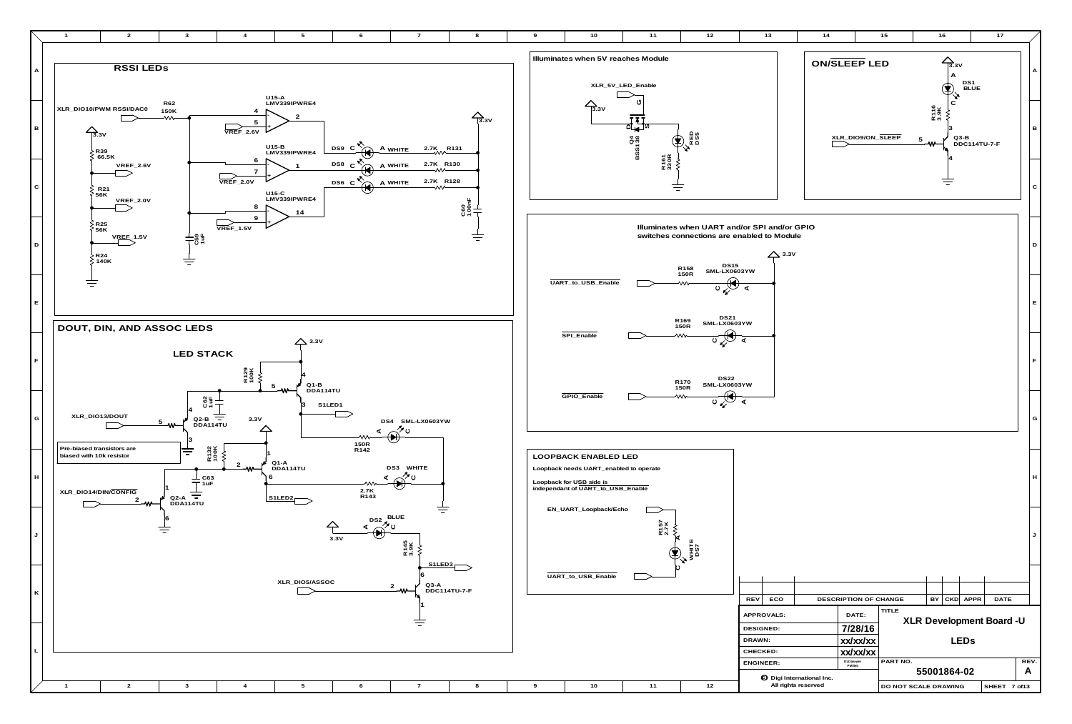## RSSI LEDs

XLR_DIO10/PWM RSSI/DAC0

R62 150K

U15-A LMV339IPWRE4

VREF_2.6V

U15-B LMV339IPWRE4

VREF_2.0V

U15-C LMV339IPWRE4

VREF_1.5V

R39 66.5K

R21 56K

R25 56K

R24 140K

C59 1uF

DS9 C A WHITE 2.7K R131

DS8 C A WHITE 2.7K R130

DS6 C A WHITE 2.7K R128

C60 100nF

3.3V

## Illuminates when 5V reaches Module

XLR_5V_LED_Enable

3.3V

Q4 BSS138

DS5 RED

R161 330R

## ON/SLEEP LED

3.3V

DS1 BLUE

R116 3.9K

XLR_DIO9/ON_SLEEP

Q3-B DDC114TU-7-F

## Illuminates when UART and/or SPI and/or GPIO switches connections are enabled to Module

3.3V

UART_to_USB_Enable — R158 150R — DS15 SML-LX0603YW

SPI_Enable — R169 150R — DS21 SML-LX0603YW

GPIO_Enable — R170 150R — DS22 SML-LX0603YW

## DOUT, DIN, AND ASSOC LEDS

### LED STACK

3.3V

R129 100K

C62 1uF

Q1-B DDA114TU

S1LED1

XLR_DIO13/DOUT

Q2-B DDA114TU

DS4 SML-LX0603YW

150R R142

Pre-biased transistors are biased with 10k resistor

R132 100K

C63 1uF

Q1-A DDA114TU

DS3 WHITE

2.7K R143

XLR_DIO14/DIN/CONFIG

Q2-A DDA114TU

S1LED2

DS2 BLUE

3.3V

R145 3.9K

S1LED3

XLR_DIO5/ASSOC

Q3-A DDC114TU-7-F

## LOOPBACK ENABLED LED

Loopback needs UART_enabled to operate

Loopback for USB side is independant of UART_to_USB_Enable

EN_UART_Loopback/Echo

R157 2.7K

DS7 WHITE

UART_to_USB_Enable

| REV | ECO | DESCRIPTION OF CHANGE | BY | CKD | APPR | DATE |
|---|---|---|---|---|---|---|

| APPROVALS: | DATE: | TITLE |
|---|---|---|
| DESIGNED: | 7/28/16 | XLR Development Board -U |
| DRAWN: | xx/xx/xx | LEDs |
| CHECKED: | xx/xx/xx | |
| ENGINEER: | | PART NO. 55001864-02 REV. A |

Digi International Inc. All rights reserved

DO NOT SCALE DRAWING — SHEET 7 of 13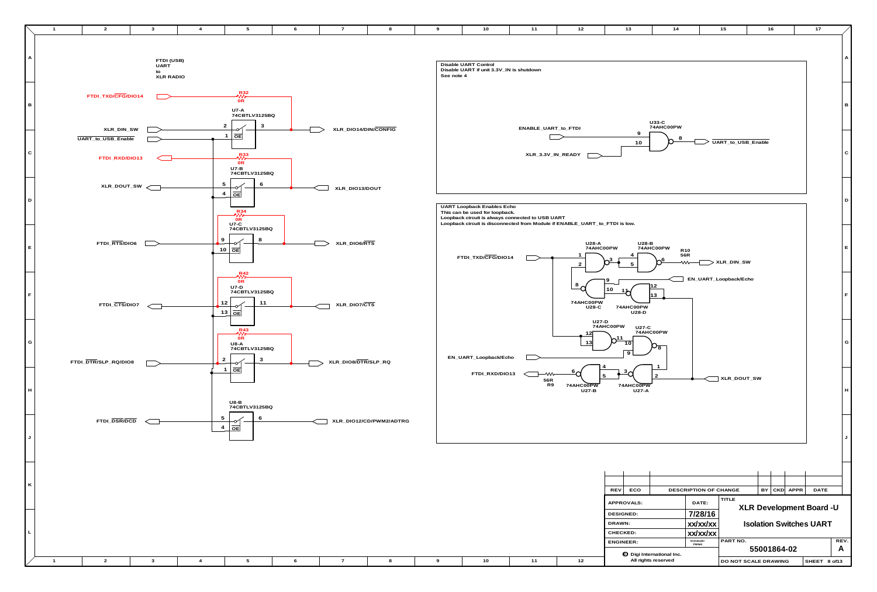FTDI (USB) UART to XLR RADIO

FTDI_TXD/CFG/DIO14 — R32 0R
XLR_DIN_SW — U7-A 74CBTLV3125BQ (2, 3, 1 OE) — XLR_DIO14/DIN/CONFIG
UART_to_USB_Enable

FTDI_RXD/DIO13 — R33 0R
XLR_DOUT_SW — U7-B 74CBTLV3125BQ (5, 6, 4 OE) — XLR_DIO13/DOUT

FTDI_RTS/DIO6 — R34 0R — U7-C 74CBTLV3125BQ (9, 8, 10 OE) — XLR_DIO6/RTS

FTDI_CTS/DIO7 — R42 0R — U7-D 74CBTLV3125BQ (12, 11, 13 OE) — XLR_DIO7/CTS

FTDI_DTR/SLP_RQ/DIO8 — R43 0R — U8-A 74CBTLV3125BQ (2, 3, 1 OE) — XLR_DIO8/DTR/SLP_RQ

FTDI_DSR/DCD — U8-B 74CBTLV3125BQ (5, 6, 4 OE) — XLR_DIO12/CD/PWM2/ADTRG

**Disable UART Control**
Disable UART if unit 3.3V_IN is shutdown
See note 4

ENABLE_UART_to_FTDI (9), XLR_3.3V_IN_READY (10) — U33-C 74AHC00PW (8) — UART_to_USB_Enable

**UART Loopback Enables Echo**
This can be used for loopback.
Loopback circuit is always connected to USB UART
Loopback circuit is disconnected from Module if ENABLE_UART_to_FTDI is low.

FTDI_TXD/CFG/DIO14 — U28-A 74AHC00PW (1, 2, 3) — U28-B 74AHC00PW (4, 5, 6) — R10 56R — XLR_DIN_SW
U28-C 74AHC00PW (8, 9, 10); U28-D 74AHC00PW (11, 12, 13) — EN_UART_Loopback/Echo
U27-D 74AHC00PW (12, 13, 11); U27-C 74AHC00PW (10, 9, 8)
EN_UART_Loopback/Echo
FTDI_RXD/DIO13 — R9 56R — U27-B 74AHC00PW (6, 4, 5) — U27-A 74AHC00PW (3, 1, 2) — XLR_DOUT_SW

| REV | ECO | DESCRIPTION OF CHANGE | BY | CKD | APPR | DATE |
|---|---|---|---|---|---|---|

| APPROVALS: | DATE: |
|---|---|
| DESIGNED: | 7/28/16 |
| DRAWN: | xx/xx/xx |
| CHECKED: | xx/xx/xx |
| ENGINEER: | |

Digi International Inc. All rights reserved

TITLE: XLR Development Board -U Isolation Switches UART

PART NO. 55001864-02 REV. A

DO NOT SCALE DRAWING — SHEET 8 of13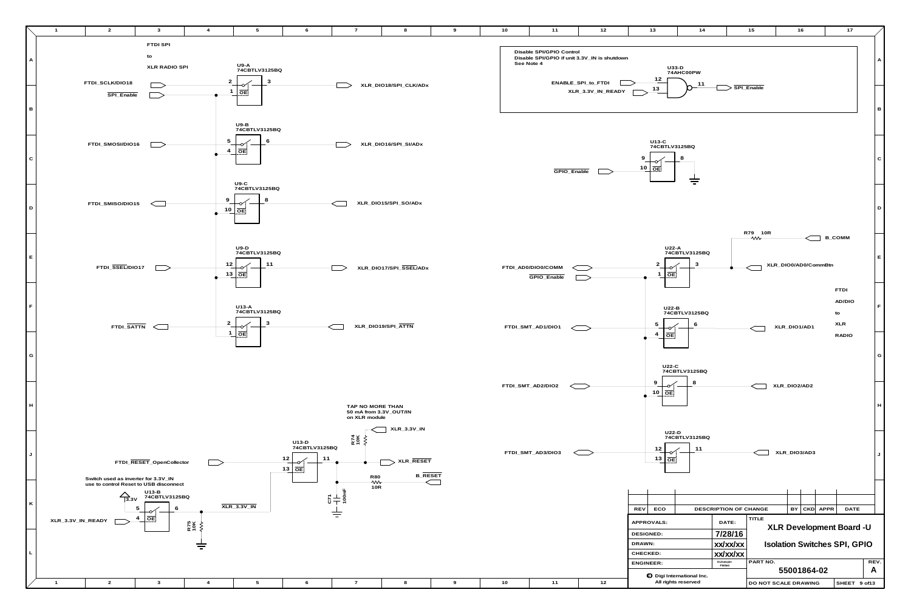FTDI SPI

to

XLR RADIO SPI

| Input | Switch | Pins | Output |
|---|---|---|---|
| FTDI_SCLK/DIO18 | U9-A 74CBTLV3125BQ | 2 → 3, OE 1 | XLR_DIO18/SPI_CLK/ADx |
| FTDI_SMOSI/DIO16 | U9-B 74CBTLV3125BQ | 5 → 6, OE 4 | XLR_DIO16/SPI_SI/ADx |
| FTDI_SMISO/DIO15 | U9-C 74CBTLV3125BQ | 9 — 8, OE 10 | XLR_DIO15/SPI_SO/ADx |
| FTDI_SSEL/DIO17 | U9-D 74CBTLV3125BQ | 12 → 11, OE 13 | XLR_DIO17/SPI_SSEL/ADx |
| FTDI_SATTN | U13-A 74CBTLV3125BQ | 2 — 3, OE 1 | XLR_DIO19/SPI_ATTN |

SPI_Enable

Disable SPI/GPIO Control
Disable SPI/GPIO if unit 3.3V_IN is shutdown
See Note 4

U33-D 74AHC00PW: ENABLE_SPI_to_FTDI (12), XLR_3.3V_IN_READY (13) → 11 → SPI_Enable

U13-C 74CBTLV3125BQ: 9, 8, 10 (OE) — GPIO_Enable

R79 10R — B_COMM

FTDI AD/DIO to XLR RADIO

| Input | Switch | Pins | Output |
|---|---|---|---|
| FTDI_AD0/DIO0/COMM | U22-A 74CBTLV3125BQ | 2 — 3, OE 1 | XLR_DIO0/AD0/CommBtn |
| FTDI_SMT_AD1/DIO1 | U22-B 74CBTLV3125BQ | 5 — 6, OE 4 | XLR_DIO1/AD1 |
| FTDI_SMT_AD2/DIO2 | U22-C 74CBTLV3125BQ | 9 — 8, OE 10 | XLR_DIO2/AD2 |
| FTDI_SMT_AD3/DIO3 | U22-D 74CBTLV3125BQ | 12 — 11, OE 13 | XLR_DIO3/AD3 |

GPIO_Enable

TAP NO MORE THAN
50 mA from 3.3V_OUT/IN
on XLR module

FTDI_RESET_OpenCollector → U13-D 74CBTLV3125BQ (12 → 11, OE 13) → XLR_RESET

R74 10K — XLR_3.3V_IN

R80 10R — B_RESET

C71 100nF

Switch used as inverter for 3.3V_IN
use to control Reset to USB disconnect

3.3V — U13-B 74CBTLV3125BQ (5 → 6, OE 4) — XLR_3.3V_IN

XLR_3.3V_IN_READY

R75 10K

| REV | ECO | DESCRIPTION OF CHANGE | BY | CKD | APPR | DATE |
|---|---|---|---|---|---|---|

| APPROVALS: | DATE: |
|---|---|
| DESIGNED: | 7/28/16 |
| DRAWN: | xx/xx/xx |
| CHECKED: | xx/xx/xx |
| ENGINEER: | |

TITLE: XLR Development Board -U

Isolation Switches SPI, GPIO

PART NO.: 55001864-02

REV.: A

Digi International Inc.
All rights reserved

DO NOT SCALE DRAWING

SHEET 9 of13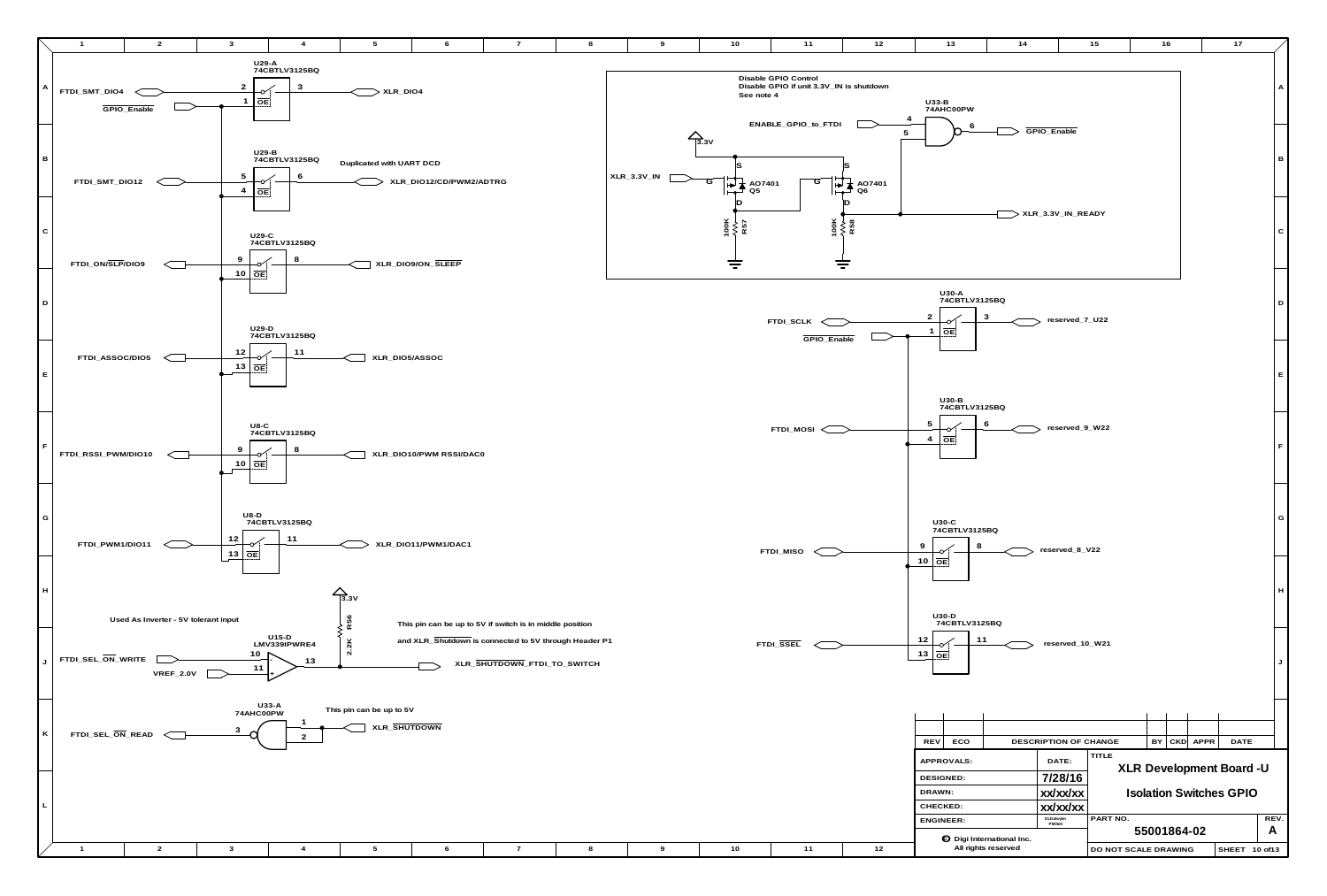U29-A
74CBTLV3125BQ

FTDI_SMT_DIO4 — 2 — 3 — XLR_DIO4

GPIO_Enable — 1 OE

U29-B
74CBTLV3125BQ

Duplicated with UART DCD

FTDI_SMT_DIO12 — 5 — 6 — XLR_DIO12/CD/PWM2/ADTRG

4 OE

U29-C
74CBTLV3125BQ

FTDI_ON/SLP/DIO9 — 9 — 8 — XLR_DIO9/ON_SLEEP

10 OE

U29-D
74CBTLV3125BQ

FTDI_ASSOC/DIO5 — 12 — 11 — XLR_DIO5/ASSOC

13 OE

U8-C
74CBTLV3125BQ

FTDI_RSSI_PWM/DIO10 — 9 — 8 — XLR_DIO10/PWM RSSI/DAC0

10 OE

U8-D
74CBTLV3125BQ

FTDI_PWM1/DIO11 — 12 — 11 — XLR_DIO11/PWM1/DAC1

13 OE

Used As Inverter - 5V tolerant input

U15-D
LMV339IPWRE4

FTDI_SEL_ON_WRITE — 10

VREF_2.0V — 11

3.3V — R56 2.2K

This pin can be up to 5V if switch is in middle position

and XLR_Shutdown is connected to 5V through Header P1

13 — XLR_SHUTDOWN_FTDI_TO_SWITCH

U33-A
74AHC00PW

This pin can be up to 5V

FTDI_SEL_ON_READ — 3 — 1, 2 — XLR_SHUTDOWN

Disable GPIO Control
Disable GPIO if unit 3.3V_IN is shutdown
See note 4

U33-B
74AHC00PW

ENABLE_GPIO_to_FTDI — 4 — 5 — 6 — GPIO_Enable

3.3V

XLR_3.3V_IN — G — S — D — AO7401 Q5

G — S — D — AO7401 Q6

100K R57

100K R58

XLR_3.3V_IN_READY

U30-A
74CBTLV3125BQ

FTDI_SCLK — 2 — 3 — reserved_7_U22

GPIO_Enable — 1 OE

U30-B
74CBTLV3125BQ

FTDI_MOSI — 5 — 6 — reserved_9_W22

4 OE

U30-C
74CBTLV3125BQ

FTDI_MISO — 9 — 8 — reserved_8_V22

10 OE

U30-D
74CBTLV3125BQ

FTDI_SSEL — 12 — 11 — reserved_10_W21

13 OE

| REV | ECO | DESCRIPTION OF CHANGE | BY | CKD | APPR | DATE |
|---|---|---|---|---|---|---|

| APPROVALS: | DATE: | TITLE |
|---|---|---|
| DESIGNED: | 7/28/16 | XLR Development Board -U |
| DRAWN: | xx/xx/xx | Isolation Switches GPIO |
| CHECKED: | xx/xx/xx | |
| ENGINEER: | | PART NO. 55001864-02 — REV. A |

Digi International Inc.
All rights reserved

DO NOT SCALE DRAWING — SHEET 10 of13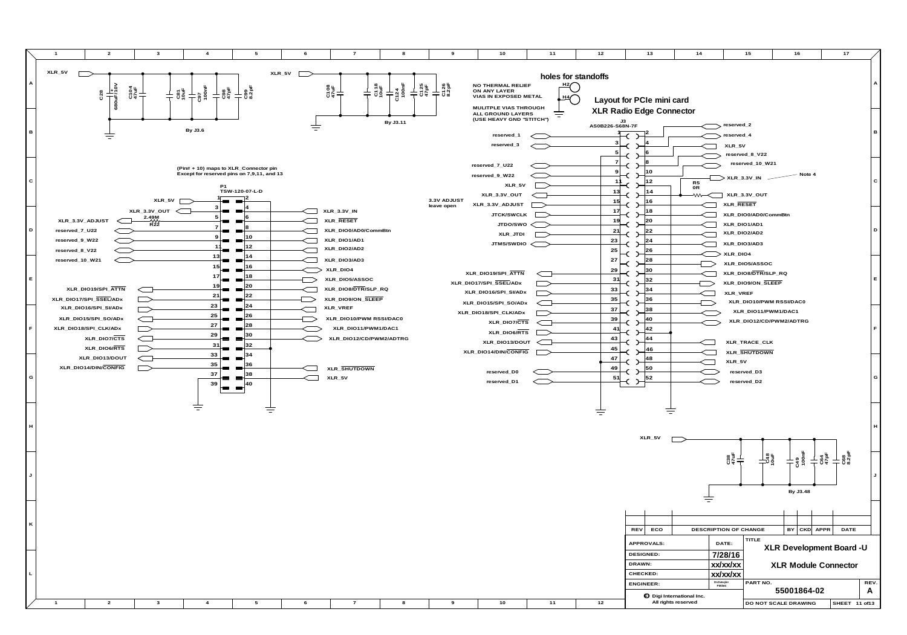XLR_5V

C28 680uF/10V | C104 47uF | C81 10uF | C97 100nF | C98 47pF | C9 8.2pF

By J3.6

XLR_5V

C108 47uF | C118 10uF | C124 100nF | C125 47pF | C126 8.2pF

By J3.11

NO THERMAL RELIEF ON ANY LAYER VIAS IN EXPOSED METAL

MULITPLE VIAS THROUGH ALL GROUND LAYERS (USE HEAVY GND "STITCH")

**holes for standoffs**

H2
H4

**Layout for PCIe mini card**
**XLR Radio Edge Connector**

(Pin# + 10) maps to XLR_Connector pin
Except for reserved pins on 7,9,11, and 13

P1
TSW-120-07-L-D

| Signal (left) | Pin | Pin | Signal (right) |
|---|---|---|---|
| XLR_5V | 1 | 2 | |
| XLR_3.3V_OUT | 3 | 4 | |
| XLR_3.3V_ADJUST (R22 2.49M) | 5 | 6 | XLR_3.3V_IN |
| reserved_7_U22 | 7 | 8 | XLR_RESET |
| reserved_9_W22 | 9 | 10 | XLR_DIO0/AD0/CommBtn |
| reserved_8_V22 | 11 | 12 | XLR_DIO1/AD1 |
| reserved_10_W21 | 13 | 14 | XLR_DIO2/AD2 |
| | 15 | 16 | XLR_DIO3/AD3 |
| | 17 | 18 | XLR_DIO4 |
| XLR_DIO19/SPI_ATTN | 19 | 20 | XLR_DIO5/ASSOC |
| XLR_DIO17/SPI_SSEL/ADx | 21 | 22 | XLR_DIO8/DTR/SLP_RQ |
| XLR_DIO16/SPI_SI/ADx | 23 | 24 | XLR_DIO9/ON_SLEEP |
| XLR_DIO15/SPI_SO/ADx | 25 | 26 | XLR_VREF |
| XLR_DIO18/SPI_CLK/ADx | 27 | 28 | XLR_DIO10/PWM RSSI/DAC0 |
| XLR_DIO7/CTS | 29 | 30 | XLR_DIO11/PWM1/DAC1 |
| XLR_DIO6/RTS | 31 | 32 | XLR_DIO12/CD/PWM2/ADTRG |
| XLR_DIO13/DOUT | 33 | 34 | |
| XLR_DIO14/DIN/CONFIG | 35 | 36 | |
| | 37 | 38 | XLR_SHUTDOWN |
| | 39 | 40 | XLR_5V |

3.3V ADJUST leave open

J3
AS0B226-S68N-7F

| Signal (left) | Pin | Pin | Signal (right) |
|---|---|---|---|
| | 1 | 2 | reserved_2 |
| reserved_1 | 3 | 4 | reserved_4 |
| reserved_3 | 5 | 6 | XLR_5V |
| reserved_7_U22 | 7 | 8 | reserved_8_V22 |
| reserved_9_W22 | 9 | 10 | reserved_10_W21 |
| XLR_5V | 11 | 12 | XLR_3.3V_IN (Note 4) |
| XLR_3.3V_OUT | 13 | 14 | XLR_3.3V_OUT (R5 0R) |
| XLR_3.3V_ADJUST | 15 | 16 | XLR_RESET |
| JTCK/SWCLK | 17 | 18 | XLR_DIO0/AD0/CommBtn |
| JTDO/SWO | 19 | 20 | XLR_DIO1/AD1 |
| XLR_JTDI | 21 | 22 | XLR_DIO2/AD2 |
| JTMS/SWDIO | 23 | 24 | XLR_DIO3/AD3 |
| | 25 | 26 | XLR_DIO4 |
| | 27 | 28 | XLR_DIO5/ASSOC |
| XLR_DIO19/SPI_ATTN | 29 | 30 | XLR_DIO8/DTR/SLP_RQ |
| XLR_DIO17/SPI_SSEL/ADx | 31 | 32 | XLR_DIO9/ON_SLEEP |
| XLR_DIO16/SPI_SI/ADx | 33 | 34 | XLR_VREF |
| XLR_DIO15/SPI_SO/ADx | 35 | 36 | XLR_DIO10/PWM RSSI/DAC0 |
| XLR_DIO18/SPI_CLK/ADx | 37 | 38 | XLR_DIO11/PWM1/DAC1 |
| XLR_DIO7/CTS | 39 | 40 | XLR_DIO12/CD/PWM2/ADTRG |
| XLR_DIO6/RTS | 41 | 42 | |
| XLR_DIO13/DOUT | 43 | 44 | XLR_TRACE_CLK |
| XLR_DIO14/DIN/CONFIG | 45 | 46 | XLR_SHUTDOWN |
| | 47 | 48 | XLR_5V |
| reserved_D0 | 49 | 50 | reserved_D3 |
| reserved_D1 | 51 | 52 | reserved_D2 |

XLR_5V

C38 47uF | C48 10uF | C49 100nF | C64 47pF | C68 8.2pF

By J3.48

| REV | ECO | DESCRIPTION OF CHANGE | BY | CKD | APPR | DATE |
|---|---|---|---|---|---|---|
| | | | | | | |

| APPROVALS: | DATE: | TITLE |
|---|---|---|
| DESIGNED: | 7/28/16 | XLR Development Board -U |
| DRAWN: | xx/xx/xx | XLR Module Connector |
| CHECKED: | xx/xx/xx | |
| ENGINEER: | | PART NO. 55001864-02 — REV. A |

Digi International Inc.
All rights reserved

DO NOT SCALE DRAWING — SHEET 11 of13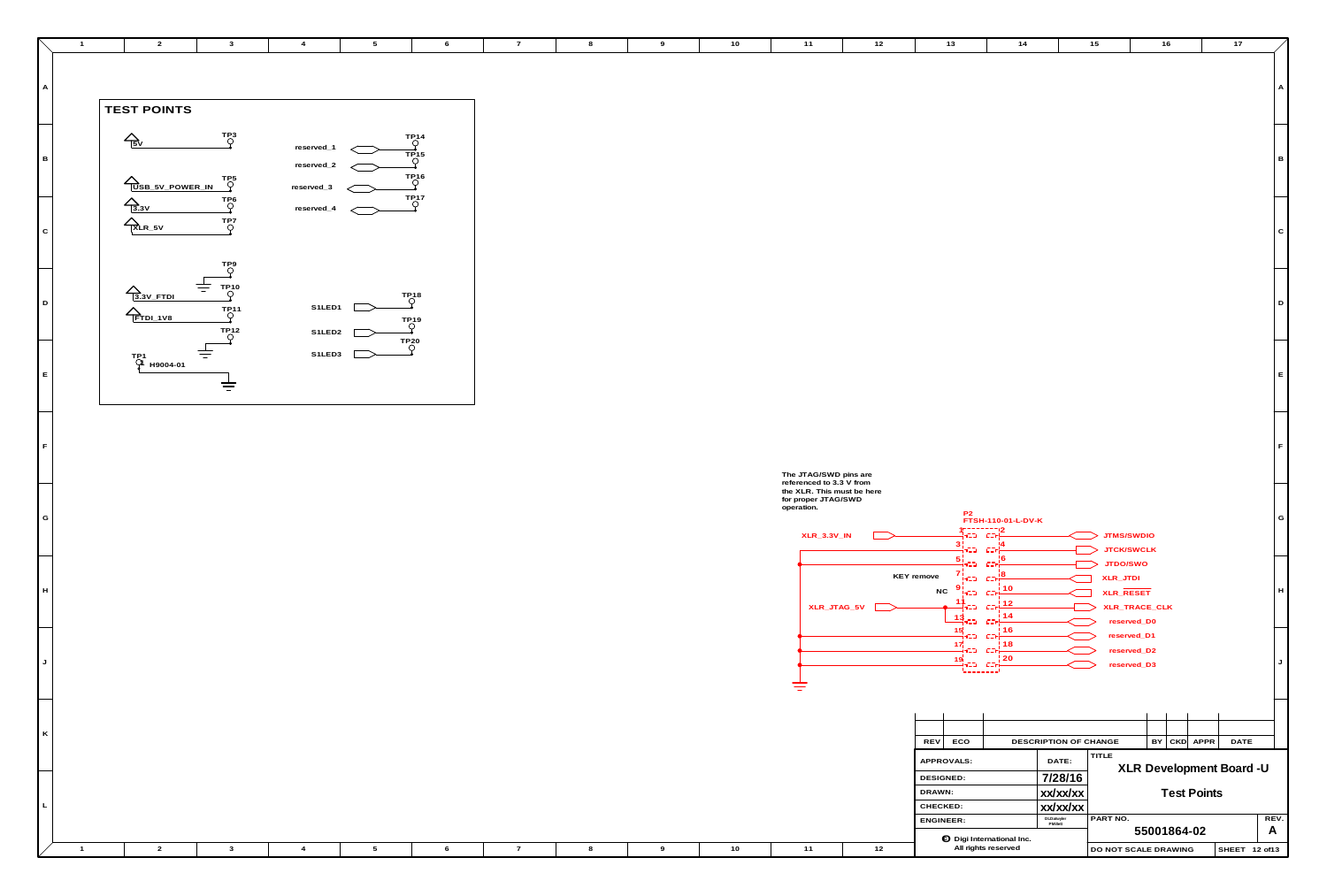## TEST POINTS

- 5V — TP3
- USB_5V_POWER_IN — TP5
- 3.3V — TP6
- XLR_5V — TP7
- TP9
- 3.3V_FTDI — TP10
- FTDI_1V8 — TP11
- TP12
- TP1 H9004-01

- reserved_1 — TP14
- reserved_2 — TP15
- reserved_3 — TP16
- reserved_4 — TP17
- S1LED1 — TP18
- S1LED2 — TP19
- S1LED3 — TP20

The JTAG/SWD pins are referenced to 3.3 V from the XLR. This must be here for proper JTAG/SWD operation.

P2 FTSH-110-01-L-DV-K

| Pin | Signal | Pin | Signal |
|---|---|---|---|
| 1 | XLR_3.3V_IN | 2 | JTMS/SWDIO |
| 3 | GND | 4 | JTCK/SWCLK |
| 5 | GND | 6 | JTDO/SWO |
| 7 | KEY remove | 8 | XLR_JTDI |
| 9 | NC | 10 | XLR_RESET |
| 11 | XLR_JTAG_5V | 12 | XLR_TRACE_CLK |
| 13 | XLR_JTAG_5V | 14 | reserved_D0 |
| 15 | GND | 16 | reserved_D1 |
| 17 | GND | 18 | reserved_D2 |
| 19 | GND | 20 | reserved_D3 |

| REV | ECO | DESCRIPTION OF CHANGE | BY | CKD | APPR | DATE |
|---|---|---|---|---|---|---|
| | | | | | | |

| APPROVALS: | DATE: |
|---|---|
| DESIGNED: | 7/28/16 |
| DRAWN: | xx/xx/xx |
| CHECKED: | xx/xx/xx |
| ENGINEER: | |

Digi International Inc. All rights reserved

TITLE: XLR Development Board -U

Test Points

PART NO.: 55001864-02

REV.: A

DO NOT SCALE DRAWING

SHEET 12 of 13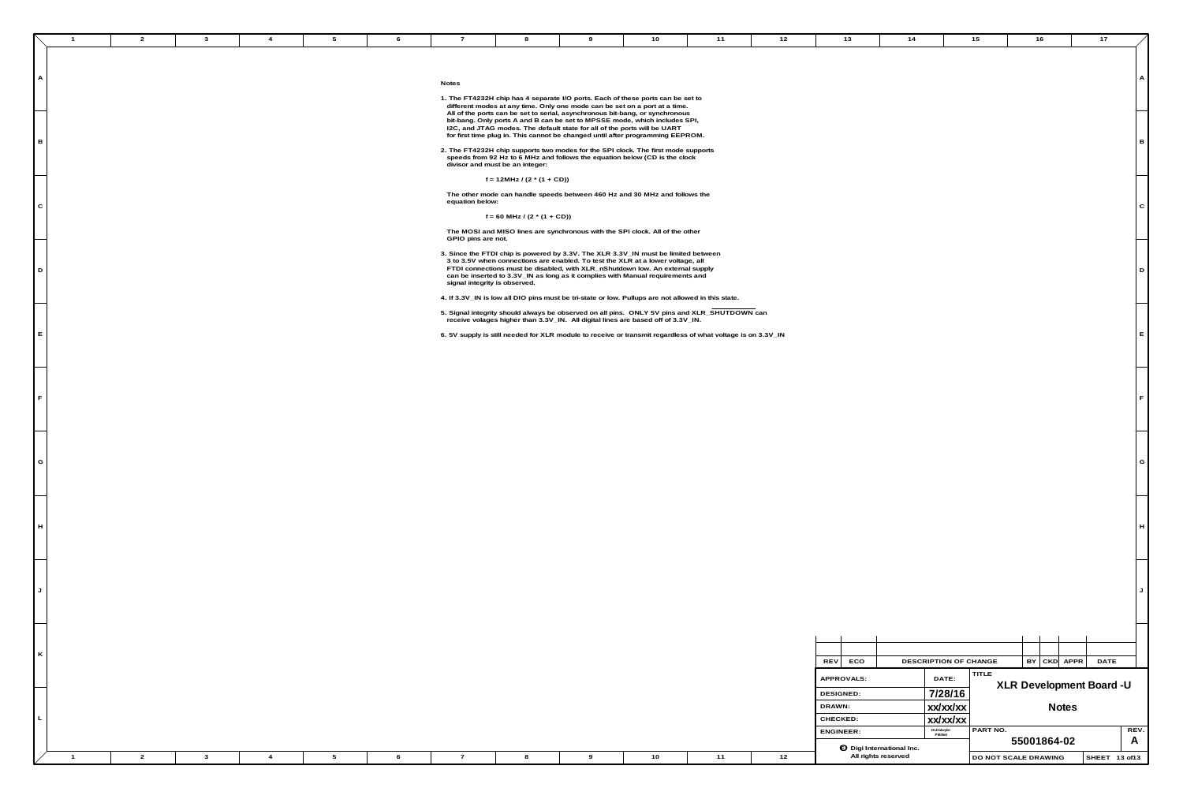# Notes

1. The FT4232H chip has 4 separate I/O ports. Each of these ports can be set to different modes at any time. Only one mode can be set on a port at a time. All of the ports can be set to serial, asynchronous bit-bang, or synchronous bit-bang. Only ports A and B can be set to MPSSE mode, which includes SPI, I2C, and JTAG modes. The default state for all of the ports will be UART for first time plug in. This cannot be changed until after programming EEPROM.

2. The FT4232H chip supports two modes for the SPI clock. The first mode supports speeds from 92 Hz to 6 MHz and follows the equation below (CD is the clock divisor and must be an integer:

   $$f = 12MHz / (2 * (1 + CD))$$

   The other mode can handle speeds between 460 Hz and 30 MHz and follows the equation below:

   $$f = 60 MHz / (2 * (1 + CD))$$

   The MOSI and MISO lines are synchronous with the SPI clock. All of the other GPIO pins are not.

3. Since the FTDI chip is powered by 3.3V. The XLR 3.3V_IN must be limited between 3 to 3.5V when connections are enabled. To test the XLR at a lower voltage, all FTDI connections must be disabled, with XLR_nShutdown low. An external supply can be inserted to 3.3V_IN as long as it complies with Manual requirements and signal integrity is observed.

4. If 3.3V_IN is low all DIO pins must be tri-state or low. Pullups are not allowed in this state.

5. Signal integrity should always be observed on all pins. ONLY 5V pins and XLR_$\overline{\text{SHUTDOWN}}$ can receive volages higher than 3.3V_IN. All digital lines are based off of 3.3V_IN.

6. 5V supply is still needed for XLR module to receive or transmit regardless of what voltage is on 3.3V_IN

| REV | ECO | DESCRIPTION OF CHANGE | BY | CKD | APPR | DATE |
|---|---|---|---|---|---|---|
| | | | | | | |

| APPROVALS: | DATE: |
|---|---|
| DESIGNED: | 7/28/16 |
| DRAWN: | xx/xx/xx |
| CHECKED: | xx/xx/xx |
| ENGINEER: | DJZabojnik / PMillet |

© Digi International Inc. All rights reserved

TITLE: XLR Development Board -U

Notes

PART NO.: 55001864-02

REV.: A

DO NOT SCALE DRAWING

SHEET 13 of13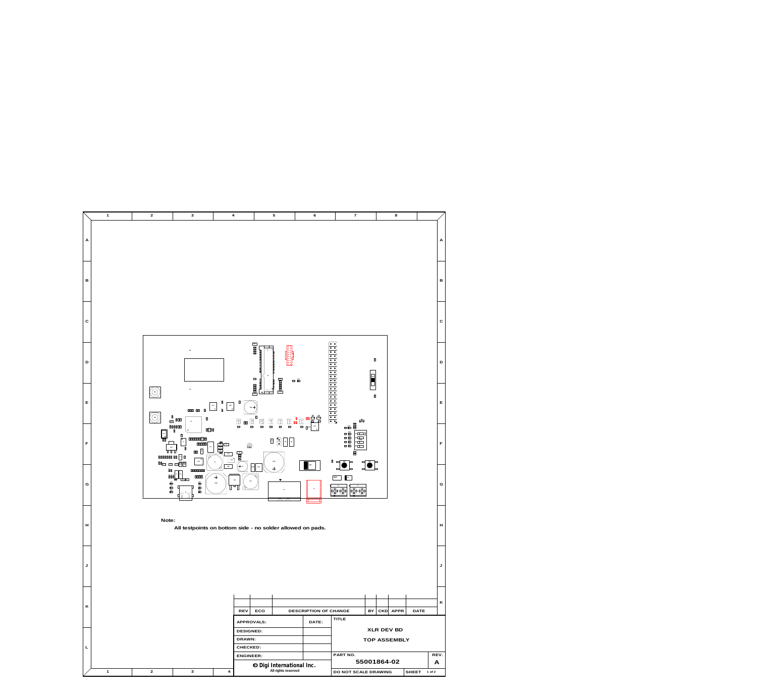**Note:**

All testpoints on bottom side - no solder allowed on pads.

| REV | ECO | DESCRIPTION OF CHANGE | BY | CKD | APPR | DATE |
| --- | --- | --- | --- | --- | --- | --- |

| APPROVALS: | DATE: |
| --- | --- |
| DESIGNED: | |
| DRAWN: | |
| CHECKED: | |
| ENGINEER: | |

Digi International Inc.
All rights reserved

TITLE

XLR DEV BD

TOP ASSEMBLY

PART NO. 55001864-02

REV. A

DO NOT SCALE DRAWING

SHEET 1 of 2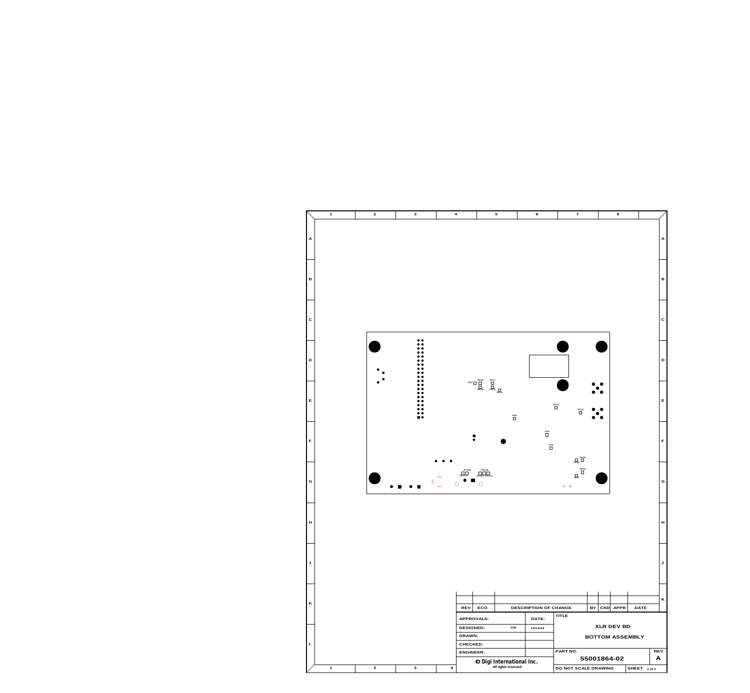| REV | ECO | DESCRIPTION OF CHANGE | BY | CKD | APPR | DATE |
| --- | --- | --- | --- | --- | --- | --- |

| APPROVALS: | | DATE: |
| --- | --- | --- |
| DESIGNED: | DW | 10/13/14 |
| DRAWN: | | |
| CHECKED: | | |
| ENGINEER: | | |

© Digi International Inc.
All rights reserved

TITLE

XLR DEV BD

BOTTOM ASSEMBLY

PART NO. 55001864-02

REV. A

DO NOT SCALE DRAWING

SHEET 2 of 2